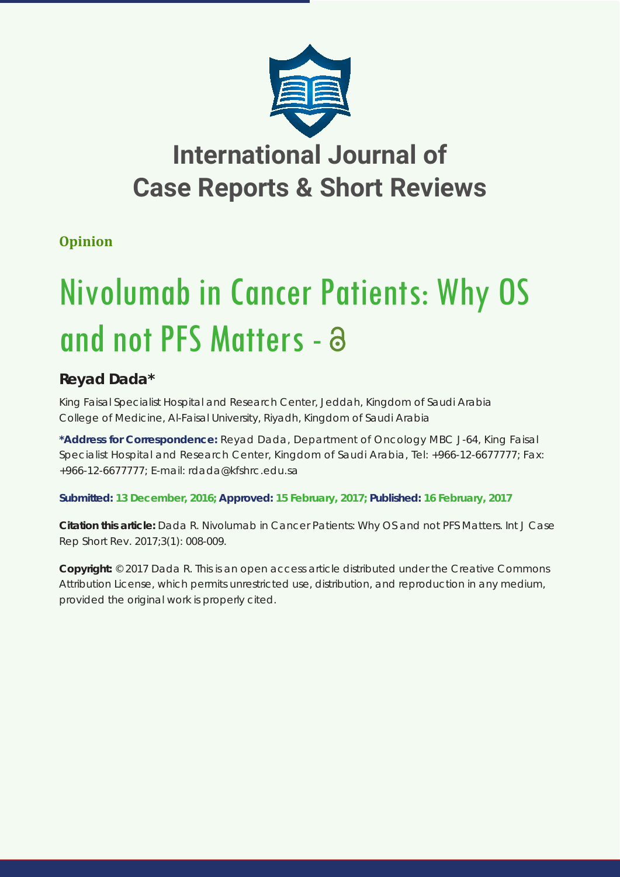# International Journal of Case Reports & Short Reviews

**Opinion**

# Nivolumab in Cancer Patients: Why OS and not PFS Matters

## Reyad Dada*

King Faisal Specialist Hospital and Research Center, Jeddah, Kingdom of Saudi Arabia
College of Medicine, Al-Faisal University, Riyadh, Kingdom of Saudi Arabia

**\*Address for Correspondence:** Reyad Dada, Department of Oncology MBC J-64, King Faisal Specialist Hospital and Research Center, Kingdom of Saudi Arabia, Tel: +966-12-6677777; Fax: +966-12-6677777; E-mail: rdada@kfshrc.edu.sa

**Submitted: 13 December, 2016; Approved: 15 February, 2017; Published: 16 February, 2017**

**Citation this article:** Dada R. Nivolumab in Cancer Patients: Why OS and not PFS Matters. Int J Case Rep Short Rev. 2017;3(1): 008-009.

**Copyright:** © 2017 Dada R. This is an open access article distributed under the Creative Commons Attribution License, which permits unrestricted use, distribution, and reproduction in any medium, provided the original work is properly cited.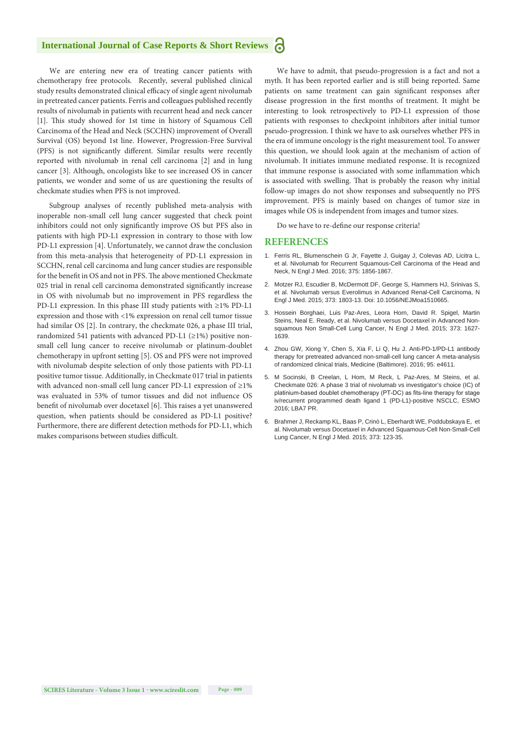We are entering new era of treating cancer patients with chemotherapy free protocols. Recently, several published clinical study results demonstrated clinical efficacy of single agent nivolumab in pretreated cancer patients. Ferris and colleagues published recently results of nivolumab in patients with recurrent head and neck cancer [1]. This study showed for 1st time in history of Squamous Cell Carcinoma of the Head and Neck (SCCHN) improvement of Overall Survival (OS) beyond 1st line. However, Progression-Free Survival (PFS) is not significantly different. Similar results were recently reported with nivolumab in renal cell carcinoma [2] and in lung cancer [3]. Although, oncologists like to see increased OS in cancer patients, we wonder and some of us are questioning the results of checkmate studies when PFS is not improved.

Subgroup analyses of recently published meta-analysis with inoperable non-small cell lung cancer suggested that check point inhibitors could not only significantly improve OS but PFS also in patients with high PD-L1 expression in contrary to those with low PD-L1 expression [4]. Unfortunately, we cannot draw the conclusion from this meta-analysis that heterogeneity of PD-L1 expression in SCCHN, renal cell carcinoma and lung cancer studies are responsible for the benefit in OS and not in PFS. The above mentioned Checkmate 025 trial in renal cell carcinoma demonstrated significantly increase in OS with nivolumab but no improvement in PFS regardless the PD-L1 expression. In this phase III study patients with ≥1% PD-L1 expression and those with <1% expression on renal cell tumor tissue had similar OS [2]. In contrary, the checkmate 026, a phase III trial, randomized 541 patients with advanced PD-L1 (≥1%) positive non-small cell lung cancer to receive nivolumab or platinum-doublet chemotherapy in upfront setting [5]. OS and PFS were not improved with nivolumab despite selection of only those patients with PD-L1 positive tumor tissue. Additionally, in Checkmate 017 trial in patients with advanced non-small cell lung cancer PD-L1 expression of ≥1% was evaluated in 53% of tumor tissues and did not influence OS benefit of nivolumab over docetaxel [6]. This raises a yet unanswered question, when patients should be considered as PD-L1 positive? Furthermore, there are different detection methods for PD-L1, which makes comparisons between studies difficult.

We have to admit, that pseudo-progression is a fact and not a myth. It has been reported earlier and is still being reported. Same patients on same treatment can gain significant responses after disease progression in the first months of treatment. It might be interesting to look retrospectively to PD-L1 expression of those patients with responses to checkpoint inhibitors after initial tumor pseudo-progression. I think we have to ask ourselves whether PFS in the era of immune oncology is the right measurement tool. To answer this question, we should look again at the mechanism of action of nivolumab. It initiates immune mediated response. It is recognized that immune response is associated with some inflammation which is associated with swelling. That is probably the reason why initial follow-up images do not show responses and subsequently no PFS improvement. PFS is mainly based on changes of tumor size in images while OS is independent from images and tumor sizes.

Do we have to re-define our response criteria!

## REFERENCES

1. Ferris RL, Blumenschein G Jr, Fayette J, Guigay J, Colevas AD, Licitra L, et al. Nivolumab for Recurrent Squamous-Cell Carcinoma of the Head and Neck, N Engl J Med. 2016; 375: 1856-1867.
2. Motzer RJ, Escudier B, McDermott DF, George S, Hammers HJ, Srinivas S, et al. Nivolumab versus Everolimus in Advanced Renal-Cell Carcinoma, N Engl J Med. 2015; 373: 1803-13. Doi: 10.1056/NEJMoa1510665.
3. Hossein Borghaei, Luis Paz-Ares, Leora Horn, David R. Spigel, Martin Steins, Neal E. Ready, et al. Nivolumab versus Docetaxel in Advanced Non-squamous Non Small-Cell Lung Cancer, N Engl J Med. 2015; 373: 1627-1639.
4. Zhou GW, Xiong Y, Chen S, Xia F, Li Q, Hu J. Anti-PD-1/PD-L1 antibody therapy for pretreated advanced non-small-cell lung cancer A meta-analysis of randomized clinical trials, Medicine (Baltimore). 2016; 95: e4611.
5. M Socinski, B Creelan, L Hom, M Reck, L Paz-Ares, M Steins, et al. Checkmate 026: A phase 3 trial of nivolumab vs investigator's choice (IC) of platinium-based doublet chemotherapy (PT-DC) as fits-line therapy for stage iv/recurrent programmed death ligand 1 (PD-L1)-positive NSCLC, ESMO 2016; LBA7 PR.
6. Brahmer J, Reckamp KL, Baas P, Crinò L, Eberhardt WE, Poddubskaya E, et al. Nivolumab versus Docetaxel in Advanced Squamous-Cell Non-Small-Cell Lung Cancer, N Engl J Med. 2015; 373: 123-35.